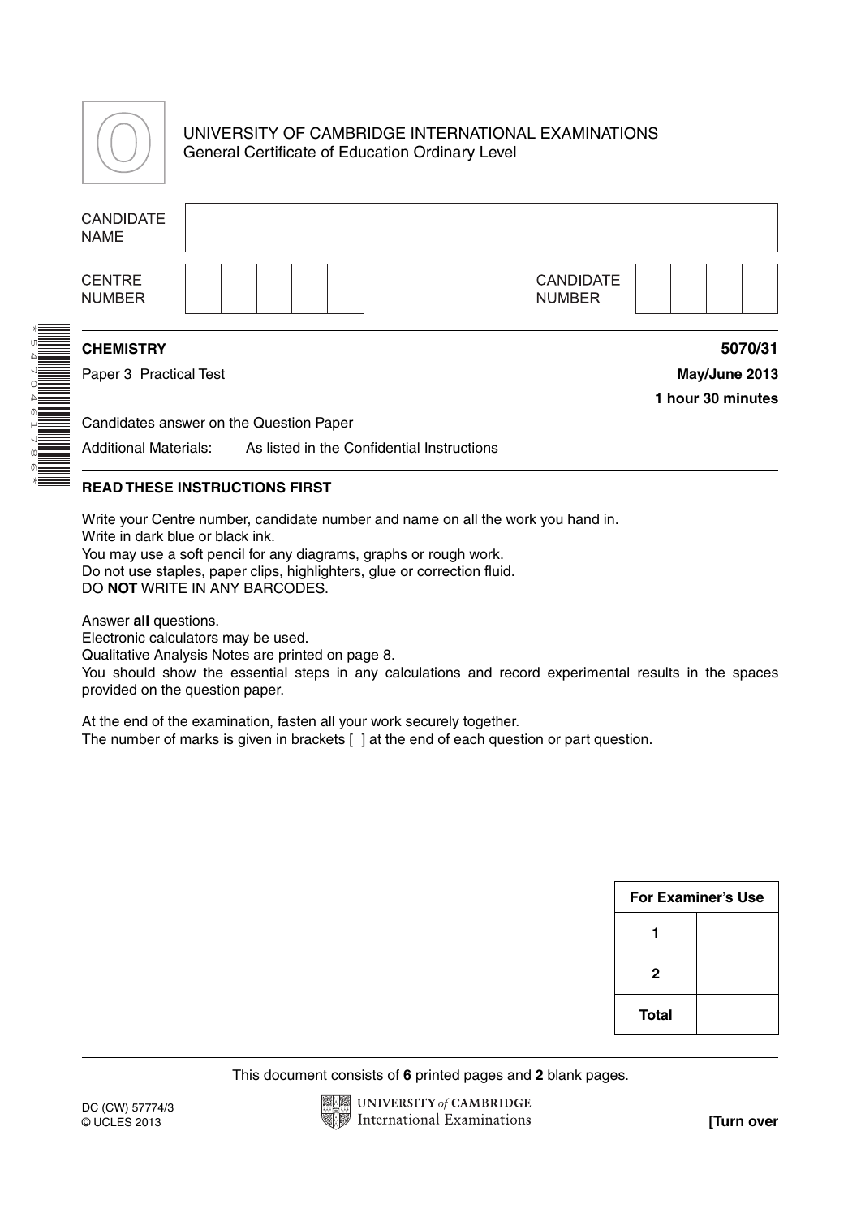UNIVERSITY OF CAMBRIDGE INTERNATIONAL EXAMINATIONS
General Certificate of Education Ordinary Level

| CANDIDATE NAME | |
|---|---|

| CENTRE NUMBER | | | | | | CANDIDATE NUMBER | | | | |
|---|---|---|---|---|---|---|---|---|---|---|

**CHEMISTRY** **5070/31**

Paper 3 Practical Test **May/June 2013**

**1 hour 30 minutes**

Candidates answer on the Question Paper

Additional Materials: As listed in the Confidential Instructions

**READ THESE INSTRUCTIONS FIRST**

Write your Centre number, candidate number and name on all the work you hand in.
Write in dark blue or black ink.
You may use a soft pencil for any diagrams, graphs or rough work.
Do not use staples, paper clips, highlighters, glue or correction fluid.
DO **NOT** WRITE IN ANY BARCODES.

Answer **all** questions.
Electronic calculators may be used.
Qualitative Analysis Notes are printed on page 8.
You should show the essential steps in any calculations and record experimental results in the spaces provided on the question paper.

At the end of the examination, fasten all your work securely together.
The number of marks is given in brackets [ ] at the end of each question or part question.

| For Examiner's Use | |
|---|---|
| 1 | |
| 2 | |
| Total | |

This document consists of **6** printed pages and **2** blank pages.

DC (CW) 57774/3
© UCLES 2013

**[Turn over**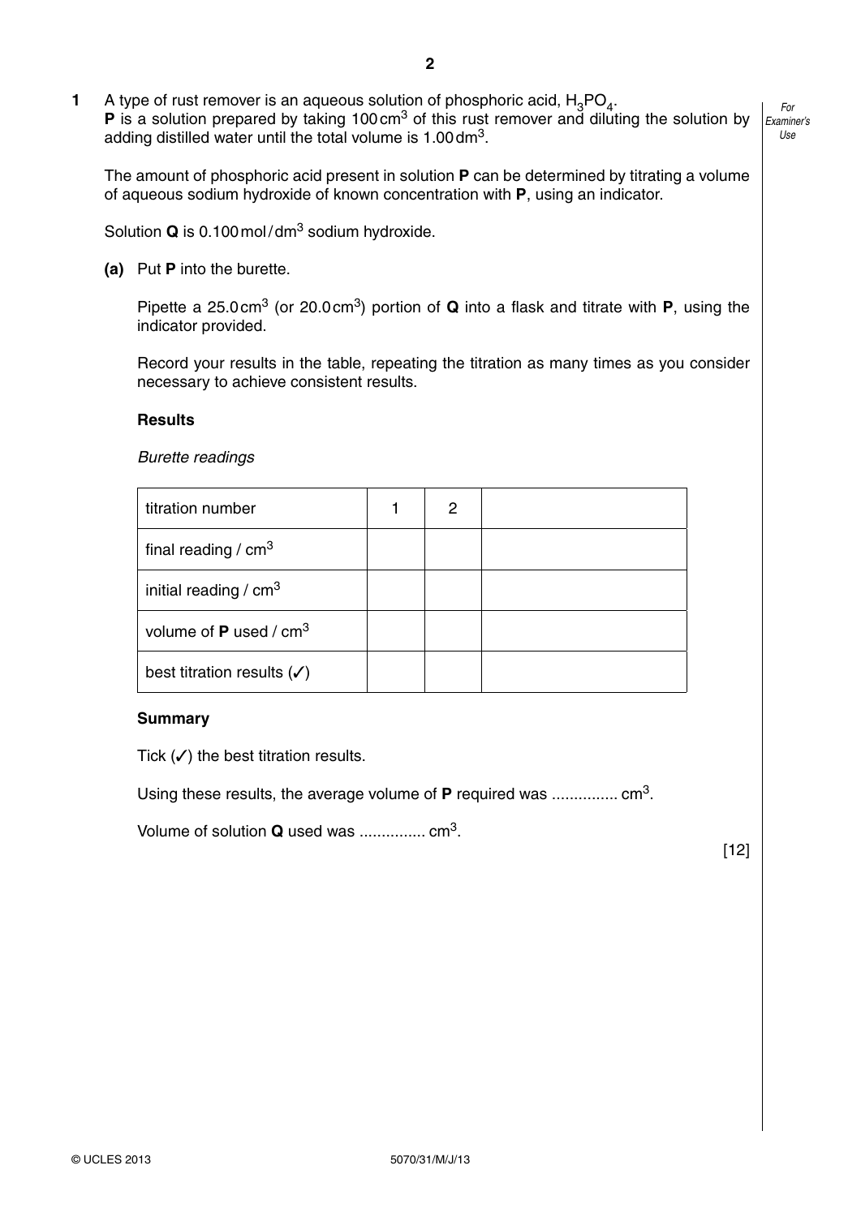**1** A type of rust remover is an aqueous solution of phosphoric acid, $H_3PO_4$.
**P** is a solution prepared by taking 100 cm$^3$ of this rust remover and diluting the solution by adding distilled water until the total volume is 1.00 dm$^3$.

The amount of phosphoric acid present in solution **P** can be determined by titrating a volume of aqueous sodium hydroxide of known concentration with **P**, using an indicator.

Solution **Q** is 0.100 mol / dm$^3$ sodium hydroxide.

**(a)** Put **P** into the burette.

Pipette a 25.0 cm$^3$ (or 20.0 cm$^3$) portion of **Q** into a flask and titrate with **P**, using the indicator provided.

Record your results in the table, repeating the titration as many times as you consider necessary to achieve consistent results.

**Results**

*Burette readings*

| titration number | 1 | 2 | |
|---|---|---|---|
| final reading / cm$^3$ | | | |
| initial reading / cm$^3$ | | | |
| volume of **P** used / cm$^3$ | | | |
| best titration results (✓) | | | |

**Summary**

Tick (✓) the best titration results.

Using these results, the average volume of **P** required was ............... cm$^3$.

Volume of solution **Q** used was ............... cm$^3$.

[12]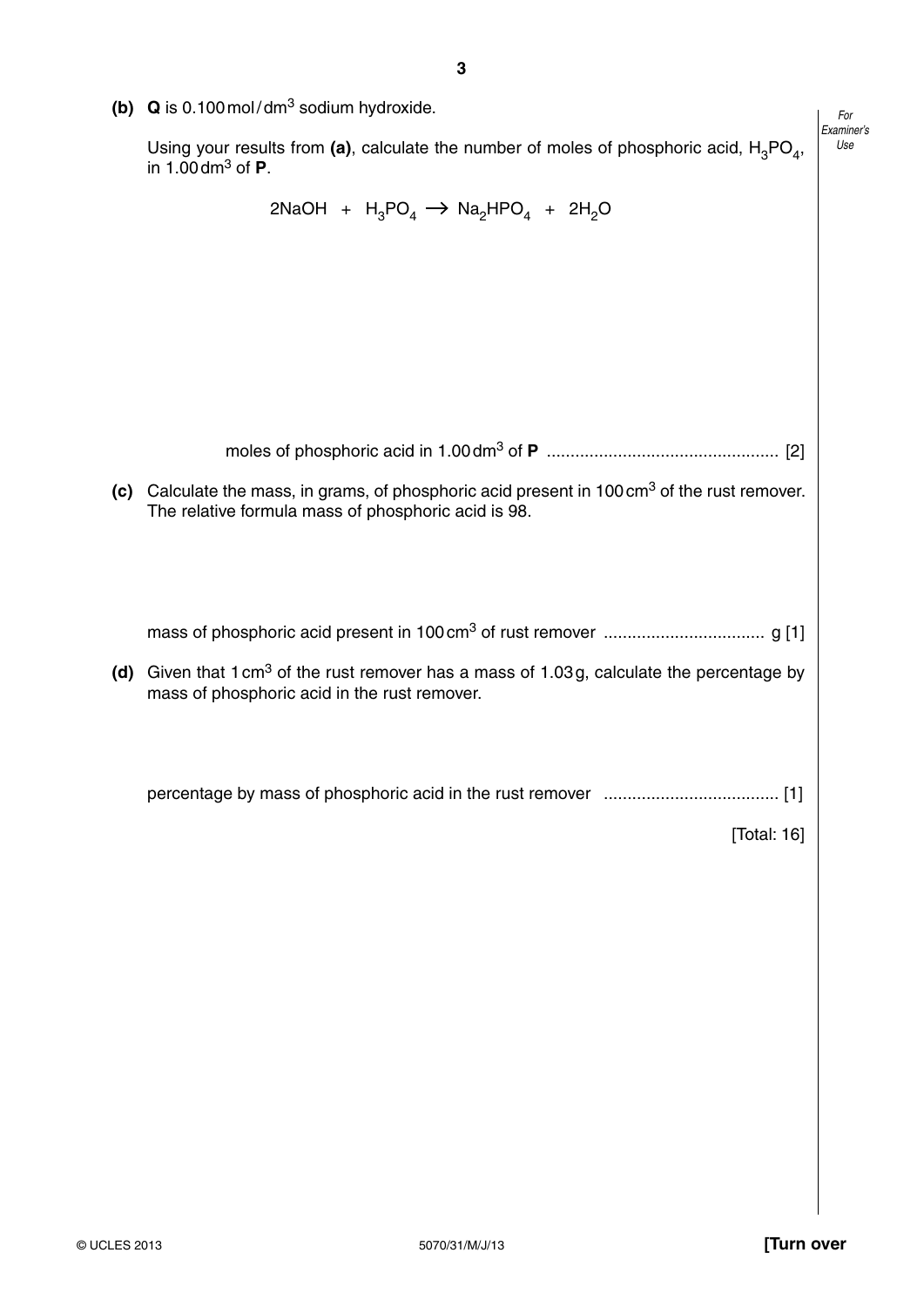**(b)** **Q** is 0.100 mol / dm$^3$ sodium hydroxide.

Using your results from **(a)**, calculate the number of moles of phosphoric acid, $H_3PO_4$, in 1.00 dm$^3$ of **P**.

$$2NaOH + H_3PO_4 \rightarrow Na_2HPO_4 + 2H_2O$$

moles of phosphoric acid in 1.00 dm$^3$ of **P** ................................................ [2]

**(c)** Calculate the mass, in grams, of phosphoric acid present in 100 cm$^3$ of the rust remover. The relative formula mass of phosphoric acid is 98.

mass of phosphoric acid present in 100 cm$^3$ of rust remover ................................. g [1]

**(d)** Given that 1 cm$^3$ of the rust remover has a mass of 1.03 g, calculate the percentage by mass of phosphoric acid in the rust remover.

percentage by mass of phosphoric acid in the rust remover .................................... [1]

[Total: 16]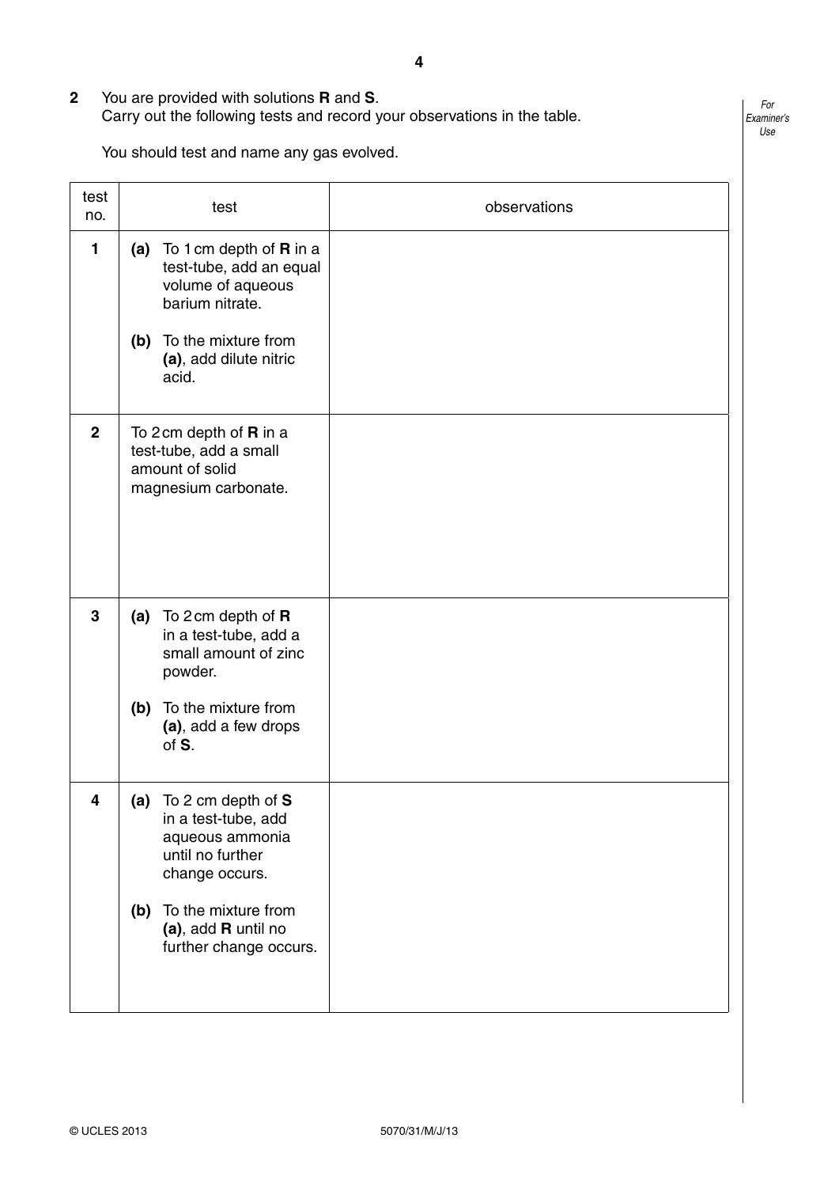**2** You are provided with solutions **R** and **S**.
Carry out the following tests and record your observations in the table.

You should test and name any gas evolved.

| test no. | test | observations |
|---|---|---|
| **1** | **(a)** To 1 cm depth of **R** in a test-tube, add an equal volume of aqueous barium nitrate. <br><br> **(b)** To the mixture from **(a)**, add dilute nitric acid. | |
| **2** | To 2 cm depth of **R** in a test-tube, add a small amount of solid magnesium carbonate. | |
| **3** | **(a)** To 2 cm depth of **R** in a test-tube, add a small amount of zinc powder. <br><br> **(b)** To the mixture from **(a)**, add a few drops of **S**. | |
| **4** | **(a)** To 2 cm depth of **S** in a test-tube, add aqueous ammonia until no further change occurs. <br><br> **(b)** To the mixture from **(a)**, add **R** until no further change occurs. | |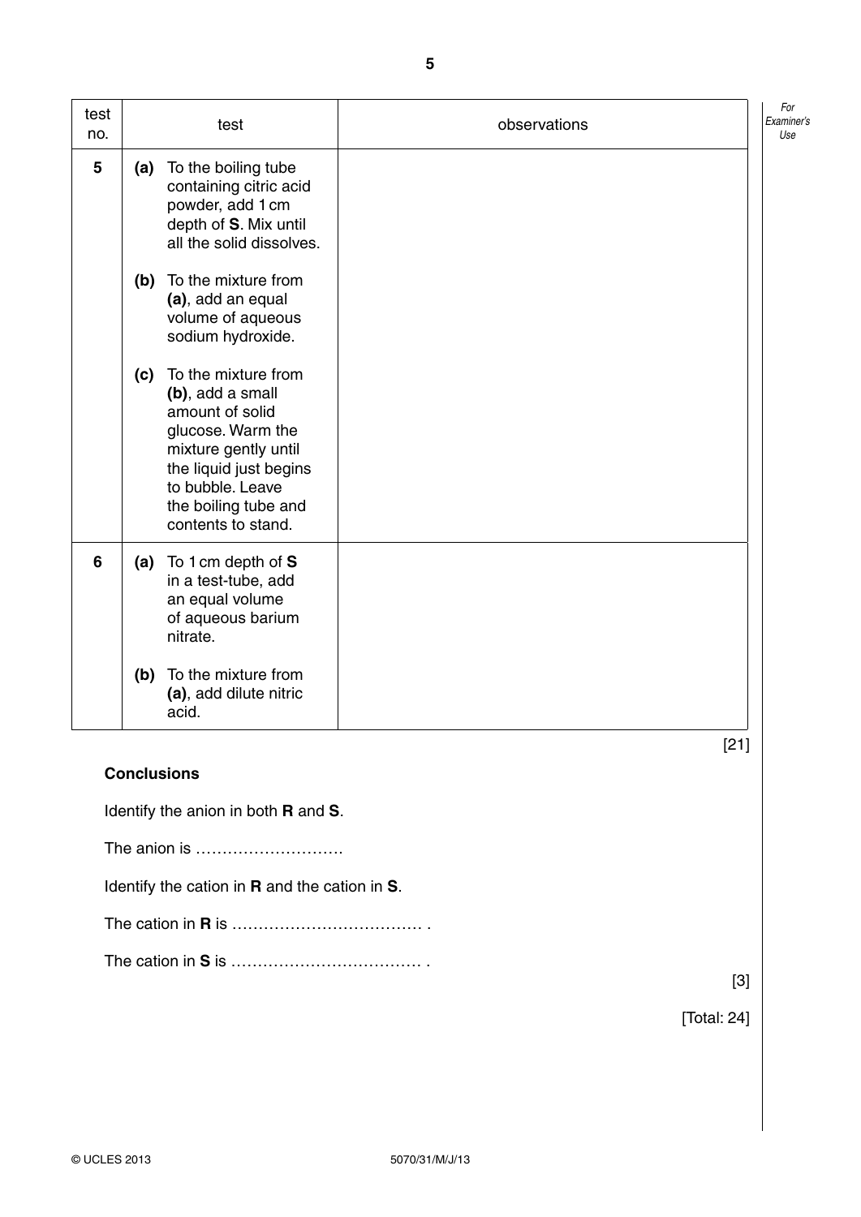| test no. | test | observations |
|---|---|---|
| 5 | **(a)** To the boiling tube containing citric acid powder, add 1 cm depth of **S**. Mix until all the solid dissolves.<br><br>**(b)** To the mixture from **(a)**, add an equal volume of aqueous sodium hydroxide.<br><br>**(c)** To the mixture from **(b)**, add a small amount of solid glucose. Warm the mixture gently until the liquid just begins to bubble. Leave the boiling tube and contents to stand. | |
| 6 | **(a)** To 1 cm depth of **S** in a test-tube, add an equal volume of aqueous barium nitrate.<br><br>**(b)** To the mixture from **(a)**, add dilute nitric acid. | |

[21]

**Conclusions**

Identify the anion in both **R** and **S**.

The anion is ……………………….

Identify the cation in **R** and the cation in **S**.

The cation in **R** is ……………………………… .

The cation in **S** is ……………………………… .

[3]

[Total: 24]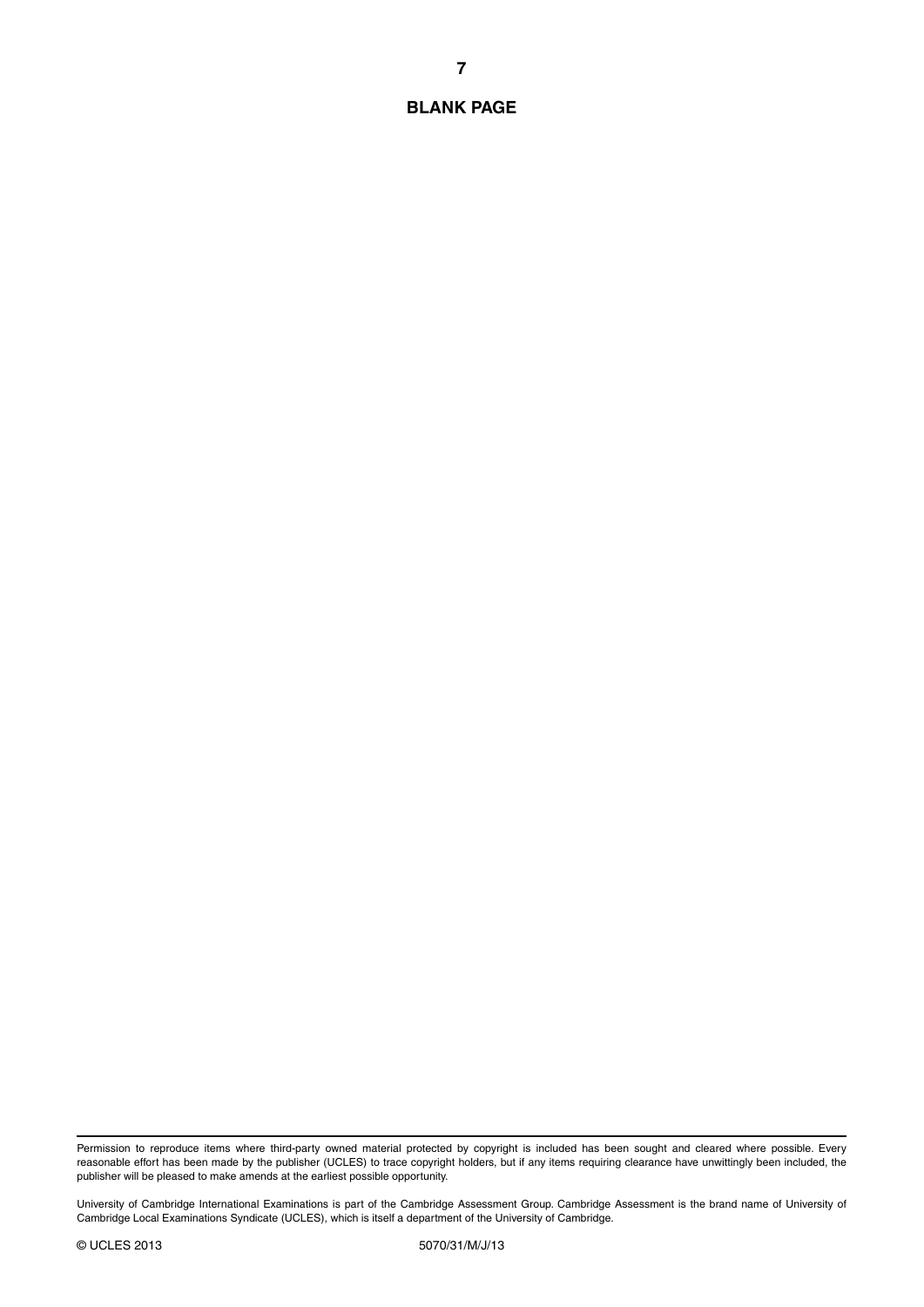**BLANK PAGE**

Permission to reproduce items where third-party owned material protected by copyright is included has been sought and cleared where possible. Every reasonable effort has been made by the publisher (UCLES) to trace copyright holders, but if any items requiring clearance have unwittingly been included, the publisher will be pleased to make amends at the earliest possible opportunity.

University of Cambridge International Examinations is part of the Cambridge Assessment Group. Cambridge Assessment is the brand name of University of Cambridge Local Examinations Syndicate (UCLES), which is itself a department of the University of Cambridge.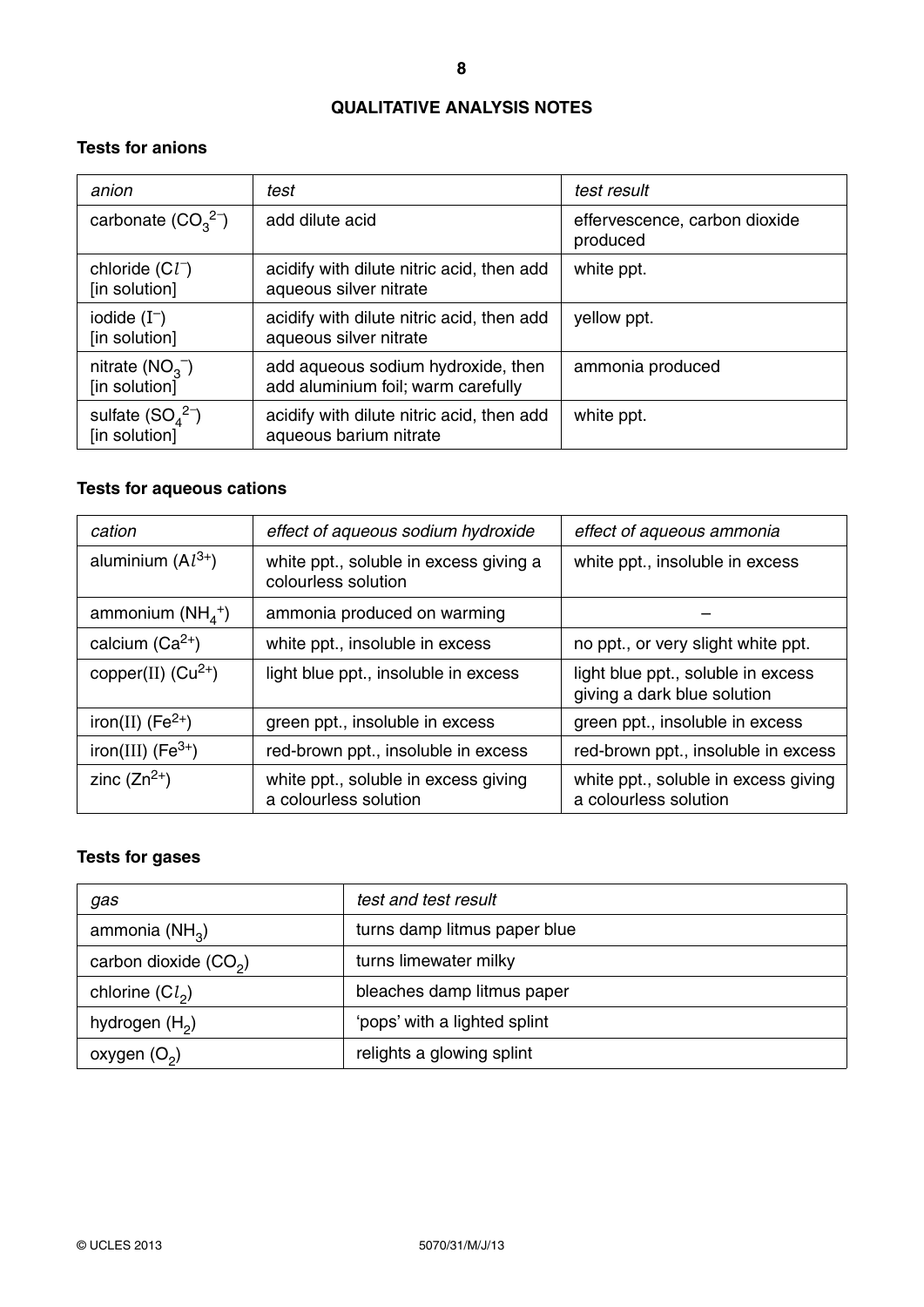# QUALITATIVE ANALYSIS NOTES

### Tests for anions

| *anion* | *test* | *test result* |
| --- | --- | --- |
| carbonate ($CO_3^{2-}$) | add dilute acid | effervescence, carbon dioxide produced |
| chloride ($Cl^-$) [in solution] | acidify with dilute nitric acid, then add aqueous silver nitrate | white ppt. |
| iodide ($I^-$) [in solution] | acidify with dilute nitric acid, then add aqueous silver nitrate | yellow ppt. |
| nitrate ($NO_3^-$) [in solution] | add aqueous sodium hydroxide, then add aluminium foil; warm carefully | ammonia produced |
| sulfate ($SO_4^{2-}$) [in solution] | acidify with dilute nitric acid, then add aqueous barium nitrate | white ppt. |

### Tests for aqueous cations

| *cation* | *effect of aqueous sodium hydroxide* | *effect of aqueous ammonia* |
| --- | --- | --- |
| aluminium ($Al^{3+}$) | white ppt., soluble in excess giving a colourless solution | white ppt., insoluble in excess |
| ammonium ($NH_4^+$) | ammonia produced on warming | – |
| calcium ($Ca^{2+}$) | white ppt., insoluble in excess | no ppt., or very slight white ppt. |
| copper(II) ($Cu^{2+}$) | light blue ppt., insoluble in excess | light blue ppt., soluble in excess giving a dark blue solution |
| iron(II) ($Fe^{2+}$) | green ppt., insoluble in excess | green ppt., insoluble in excess |
| iron(III) ($Fe^{3+}$) | red-brown ppt., insoluble in excess | red-brown ppt., insoluble in excess |
| zinc ($Zn^{2+}$) | white ppt., soluble in excess giving a colourless solution | white ppt., soluble in excess giving a colourless solution |

### Tests for gases

| *gas* | *test and test result* |
| --- | --- |
| ammonia ($NH_3$) | turns damp litmus paper blue |
| carbon dioxide ($CO_2$) | turns limewater milky |
| chlorine ($Cl_2$) | bleaches damp litmus paper |
| hydrogen ($H_2$) | 'pops' with a lighted splint |
| oxygen ($O_2$) | relights a glowing splint |

© UCLES 2013 5070/31/M/J/13